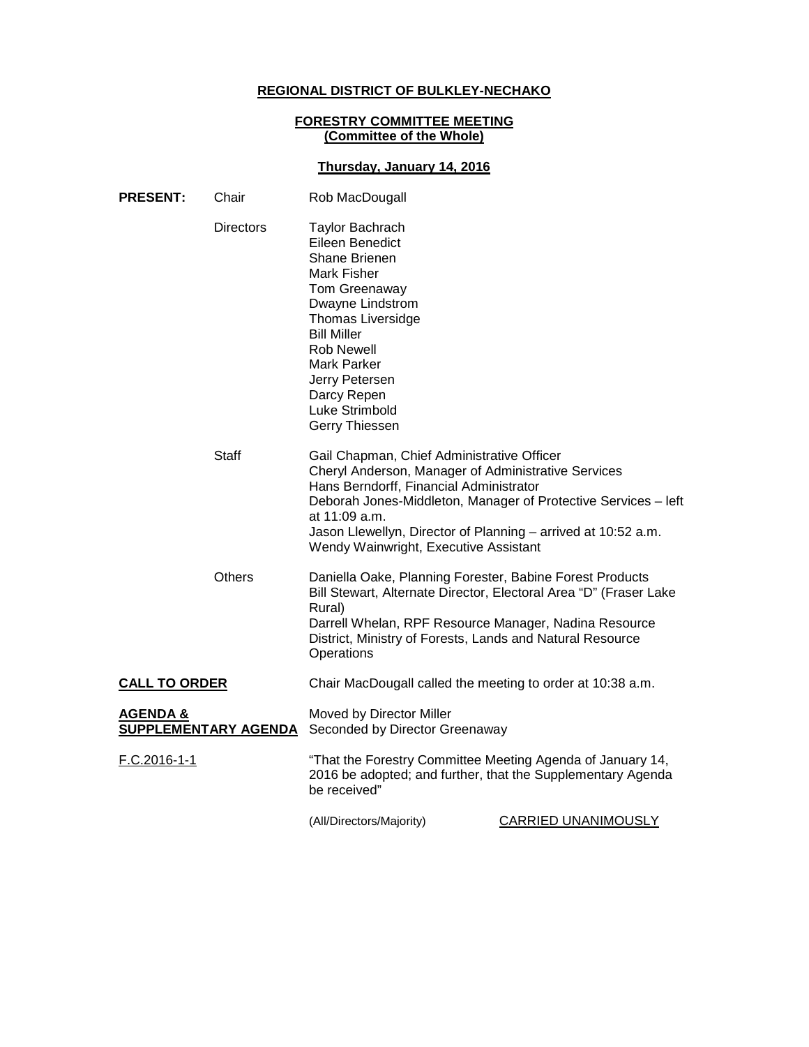**REGIONAL DISTRICT OF BULKLEY-NECHAKO**

**FORESTRY COMMITTEE MEETING**
**(Committee of the Whole)**

**Thursday, January 14, 2016**

**PRESENT:** Chair Rob MacDougall

Directors
Taylor Bachrach
Eileen Benedict
Shane Brienen
Mark Fisher
Tom Greenaway
Dwayne Lindstrom
Thomas Liversidge
Bill Miller
Rob Newell
Mark Parker
Jerry Petersen
Darcy Repen
Luke Strimbold
Gerry Thiessen

Staff
Gail Chapman, Chief Administrative Officer
Cheryl Anderson, Manager of Administrative Services
Hans Berndorff, Financial Administrator
Deborah Jones-Middleton, Manager of Protective Services – left at 11:09 a.m.
Jason Llewellyn, Director of Planning – arrived at 10:52 a.m.
Wendy Wainwright, Executive Assistant

Others
Daniella Oake, Planning Forester, Babine Forest Products
Bill Stewart, Alternate Director, Electoral Area "D" (Fraser Lake Rural)
Darrell Whelan, RPF Resource Manager, Nadina Resource District, Ministry of Forests, Lands and Natural Resource Operations

**CALL TO ORDER**

Chair MacDougall called the meeting to order at 10:38 a.m.

**AGENDA & SUPPLEMENTARY AGENDA**

Moved by Director Miller
Seconded by Director Greenaway

F.C.2016-1-1

"That the Forestry Committee Meeting Agenda of January 14, 2016 be adopted; and further, that the Supplementary Agenda be received"

(All/Directors/Majority) CARRIED UNANIMOUSLY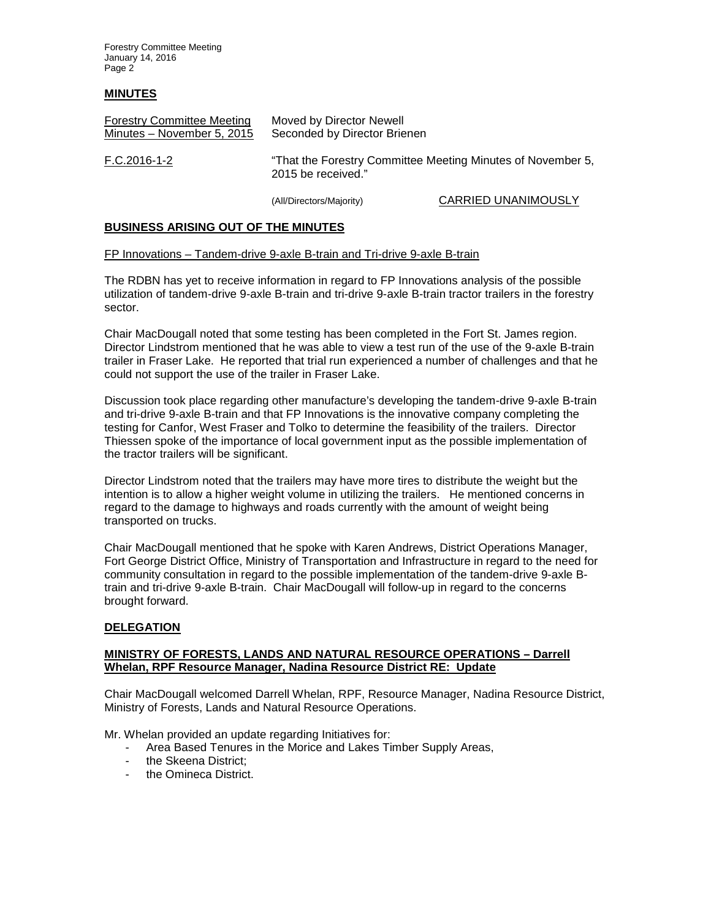## MINUTES

| Forestry Committee Meeting Minutes – November 5, 2015 | Moved by Director Newell<br>Seconded by Director Brienen | |
|---|---|---|
| F.C.2016-1-2 | "That the Forestry Committee Meeting Minutes of November 5, 2015 be received." | |
| | (All/Directors/Majority) | CARRIED UNANIMOUSLY |

## BUSINESS ARISING OUT OF THE MINUTES

FP Innovations – Tandem-drive 9-axle B-train and Tri-drive 9-axle B-train

The RDBN has yet to receive information in regard to FP Innovations analysis of the possible utilization of tandem-drive 9-axle B-train and tri-drive 9-axle B-train tractor trailers in the forestry sector.

Chair MacDougall noted that some testing has been completed in the Fort St. James region. Director Lindstrom mentioned that he was able to view a test run of the use of the 9-axle B-train trailer in Fraser Lake. He reported that trial run experienced a number of challenges and that he could not support the use of the trailer in Fraser Lake.

Discussion took place regarding other manufacture's developing the tandem-drive 9-axle B-train and tri-drive 9-axle B-train and that FP Innovations is the innovative company completing the testing for Canfor, West Fraser and Tolko to determine the feasibility of the trailers. Director Thiessen spoke of the importance of local government input as the possible implementation of the tractor trailers will be significant.

Director Lindstrom noted that the trailers may have more tires to distribute the weight but the intention is to allow a higher weight volume in utilizing the trailers. He mentioned concerns in regard to the damage to highways and roads currently with the amount of weight being transported on trucks.

Chair MacDougall mentioned that he spoke with Karen Andrews, District Operations Manager, Fort George District Office, Ministry of Transportation and Infrastructure in regard to the need for community consultation in regard to the possible implementation of the tandem-drive 9-axle B-train and tri-drive 9-axle B-train. Chair MacDougall will follow-up in regard to the concerns brought forward.

## DELEGATION

### MINISTRY OF FORESTS, LANDS AND NATURAL RESOURCE OPERATIONS – Darrell Whelan, RPF Resource Manager, Nadina Resource District RE: Update

Chair MacDougall welcomed Darrell Whelan, RPF, Resource Manager, Nadina Resource District, Ministry of Forests, Lands and Natural Resource Operations.

Mr. Whelan provided an update regarding Initiatives for:

- Area Based Tenures in the Morice and Lakes Timber Supply Areas,
- the Skeena District;
- the Omineca District.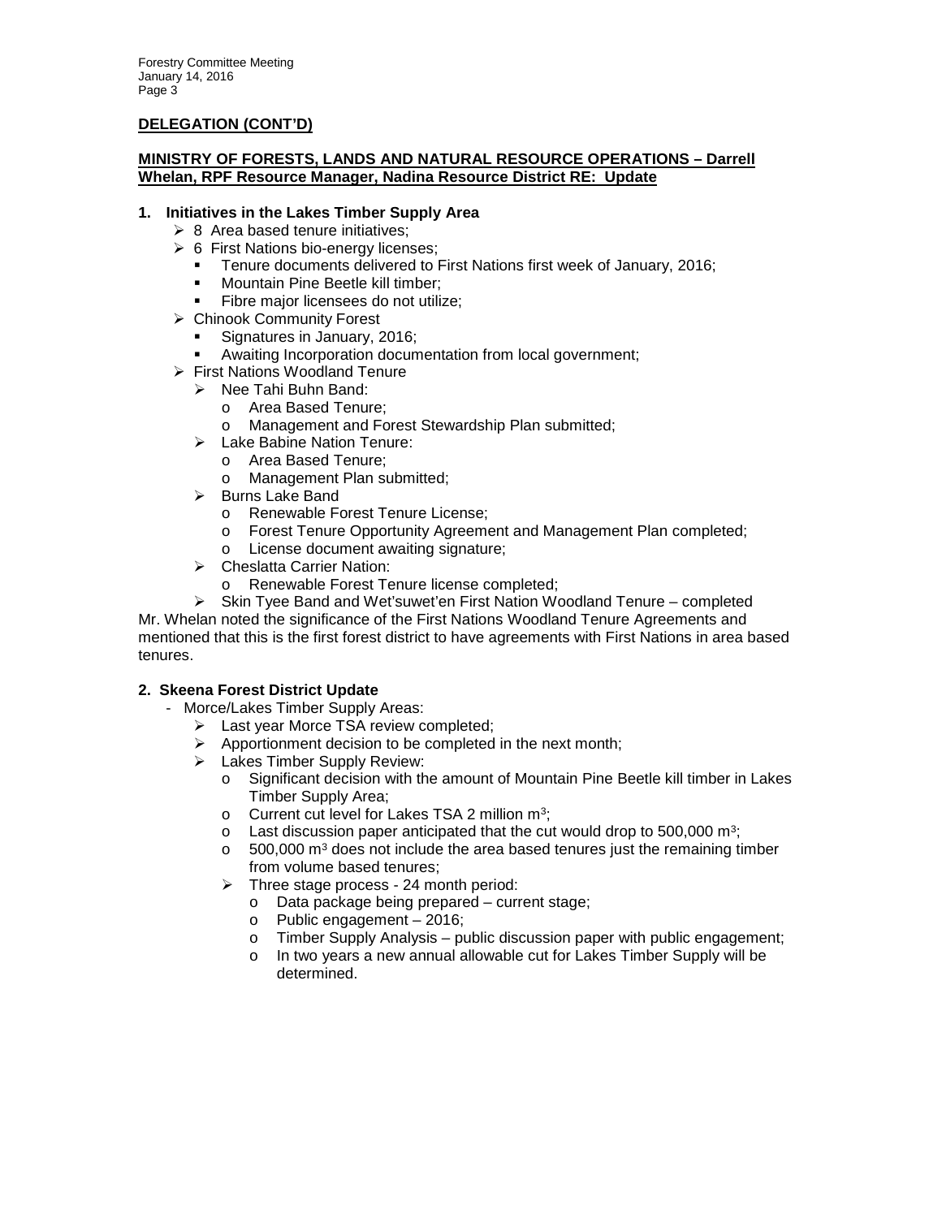**DELEGATION (CONT'D)**

**MINISTRY OF FORESTS, LANDS AND NATURAL RESOURCE OPERATIONS – Darrell Whelan, RPF Resource Manager, Nadina Resource District RE: Update**

**1. Initiatives in the Lakes Timber Supply Area**

- 8 Area based tenure initiatives;
- 6 First Nations bio-energy licenses;
  - Tenure documents delivered to First Nations first week of January, 2016;
  - Mountain Pine Beetle kill timber;
  - Fibre major licensees do not utilize;
- Chinook Community Forest
  - Signatures in January, 2016;
  - Awaiting Incorporation documentation from local government;
- First Nations Woodland Tenure
  - Nee Tahi Buhn Band:
    - Area Based Tenure;
    - Management and Forest Stewardship Plan submitted;
  - Lake Babine Nation Tenure:
    - Area Based Tenure;
    - Management Plan submitted;
  - Burns Lake Band
    - Renewable Forest Tenure License;
    - Forest Tenure Opportunity Agreement and Management Plan completed;
    - License document awaiting signature;
  - Cheslatta Carrier Nation:
    - Renewable Forest Tenure license completed;
  - Skin Tyee Band and Wet'suwet'en First Nation Woodland Tenure – completed

Mr. Whelan noted the significance of the First Nations Woodland Tenure Agreements and mentioned that this is the first forest district to have agreements with First Nations in area based tenures.

**2. Skeena Forest District Update**

- Morce/Lakes Timber Supply Areas:
  - Last year Morce TSA review completed;
  - Apportionment decision to be completed in the next month;
  - Lakes Timber Supply Review:
    - Significant decision with the amount of Mountain Pine Beetle kill timber in Lakes Timber Supply Area;
    - Current cut level for Lakes TSA 2 million $m^3$;
    - Last discussion paper anticipated that the cut would drop to 500,000 $m^3$;
    - 500,000 $m^3$ does not include the area based tenures just the remaining timber from volume based tenures;
  - Three stage process - 24 month period:
    - Data package being prepared – current stage;
    - Public engagement – 2016;
    - Timber Supply Analysis – public discussion paper with public engagement;
    - In two years a new annual allowable cut for Lakes Timber Supply will be determined.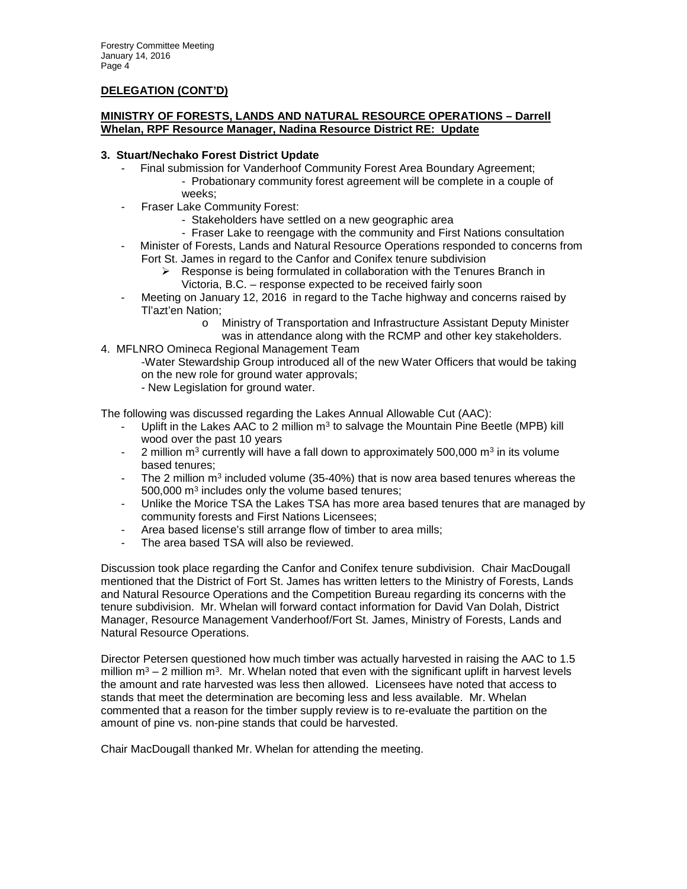**DELEGATION (CONT'D)**

**MINISTRY OF FORESTS, LANDS AND NATURAL RESOURCE OPERATIONS – Darrell Whelan, RPF Resource Manager, Nadina Resource District RE: Update**

**3. Stuart/Nechako Forest District Update**

- Final submission for Vanderhoof Community Forest Area Boundary Agreement;
  - Probationary community forest agreement will be complete in a couple of weeks;
- Fraser Lake Community Forest:
  - Stakeholders have settled on a new geographic area
  - Fraser Lake to reengage with the community and First Nations consultation
- Minister of Forests, Lands and Natural Resource Operations responded to concerns from Fort St. James in regard to the Canfor and Conifex tenure subdivision
  - Response is being formulated in collaboration with the Tenures Branch in Victoria, B.C. – response expected to be received fairly soon
- Meeting on January 12, 2016 in regard to the Tache highway and concerns raised by Tl'azt'en Nation;
  - Ministry of Transportation and Infrastructure Assistant Deputy Minister was in attendance along with the RCMP and other key stakeholders.

4. MFLNRO Omineca Regional Management Team

-Water Stewardship Group introduced all of the new Water Officers that would be taking on the new role for ground water approvals;

- New Legislation for ground water.

The following was discussed regarding the Lakes Annual Allowable Cut (AAC):

- Uplift in the Lakes AAC to 2 million $m^3$ to salvage the Mountain Pine Beetle (MPB) kill wood over the past 10 years
- 2 million $m^3$ currently will have a fall down to approximately 500,000 $m^3$ in its volume based tenures;
- The 2 million $m^3$ included volume (35-40%) that is now area based tenures whereas the 500,000 $m^3$ includes only the volume based tenures;
- Unlike the Morice TSA the Lakes TSA has more area based tenures that are managed by community forests and First Nations Licensees;
- Area based license's still arrange flow of timber to area mills;
- The area based TSA will also be reviewed.

Discussion took place regarding the Canfor and Conifex tenure subdivision. Chair MacDougall mentioned that the District of Fort St. James has written letters to the Ministry of Forests, Lands and Natural Resource Operations and the Competition Bureau regarding its concerns with the tenure subdivision. Mr. Whelan will forward contact information for David Van Dolah, District Manager, Resource Management Vanderhoof/Fort St. James, Ministry of Forests, Lands and Natural Resource Operations.

Director Petersen questioned how much timber was actually harvested in raising the AAC to 1.5 million $m^3$ – 2 million $m^3$. Mr. Whelan noted that even with the significant uplift in harvest levels the amount and rate harvested was less then allowed. Licensees have noted that access to stands that meet the determination are becoming less and less available. Mr. Whelan commented that a reason for the timber supply review is to re-evaluate the partition on the amount of pine vs. non-pine stands that could be harvested.

Chair MacDougall thanked Mr. Whelan for attending the meeting.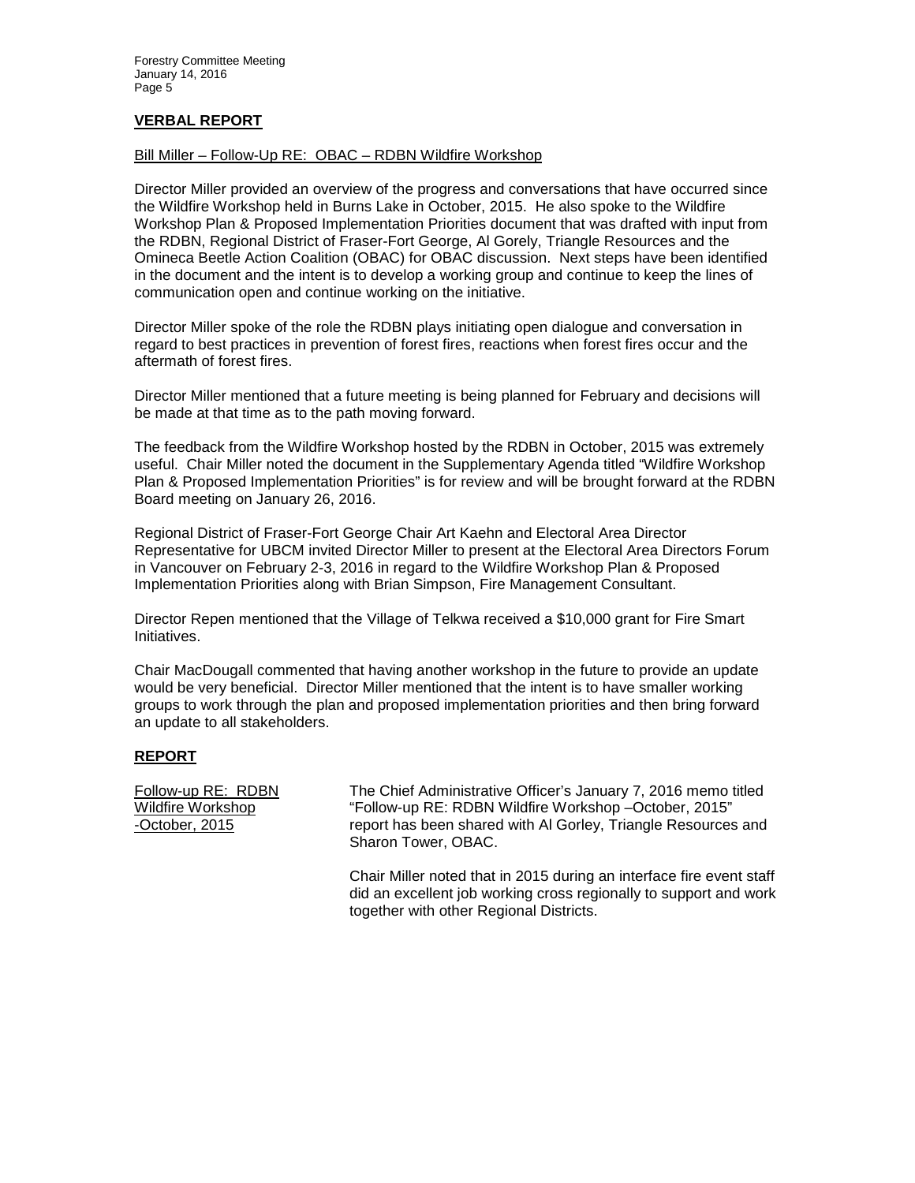**VERBAL REPORT**

Bill Miller – Follow-Up RE: OBAC – RDBN Wildfire Workshop

Director Miller provided an overview of the progress and conversations that have occurred since the Wildfire Workshop held in Burns Lake in October, 2015. He also spoke to the Wildfire Workshop Plan & Proposed Implementation Priorities document that was drafted with input from the RDBN, Regional District of Fraser-Fort George, Al Gorely, Triangle Resources and the Omineca Beetle Action Coalition (OBAC) for OBAC discussion. Next steps have been identified in the document and the intent is to develop a working group and continue to keep the lines of communication open and continue working on the initiative.

Director Miller spoke of the role the RDBN plays initiating open dialogue and conversation in regard to best practices in prevention of forest fires, reactions when forest fires occur and the aftermath of forest fires.

Director Miller mentioned that a future meeting is being planned for February and decisions will be made at that time as to the path moving forward.

The feedback from the Wildfire Workshop hosted by the RDBN in October, 2015 was extremely useful. Chair Miller noted the document in the Supplementary Agenda titled "Wildfire Workshop Plan & Proposed Implementation Priorities" is for review and will be brought forward at the RDBN Board meeting on January 26, 2016.

Regional District of Fraser-Fort George Chair Art Kaehn and Electoral Area Director Representative for UBCM invited Director Miller to present at the Electoral Area Directors Forum in Vancouver on February 2-3, 2016 in regard to the Wildfire Workshop Plan & Proposed Implementation Priorities along with Brian Simpson, Fire Management Consultant.

Director Repen mentioned that the Village of Telkwa received a $10,000 grant for Fire Smart Initiatives.

Chair MacDougall commented that having another workshop in the future to provide an update would be very beneficial. Director Miller mentioned that the intent is to have smaller working groups to work through the plan and proposed implementation priorities and then bring forward an update to all stakeholders.

**REPORT**

Follow-up RE: RDBN Wildfire Workshop -October, 2015

The Chief Administrative Officer's January 7, 2016 memo titled "Follow-up RE: RDBN Wildfire Workshop –October, 2015" report has been shared with Al Gorley, Triangle Resources and Sharon Tower, OBAC.

Chair Miller noted that in 2015 during an interface fire event staff did an excellent job working cross regionally to support and work together with other Regional Districts.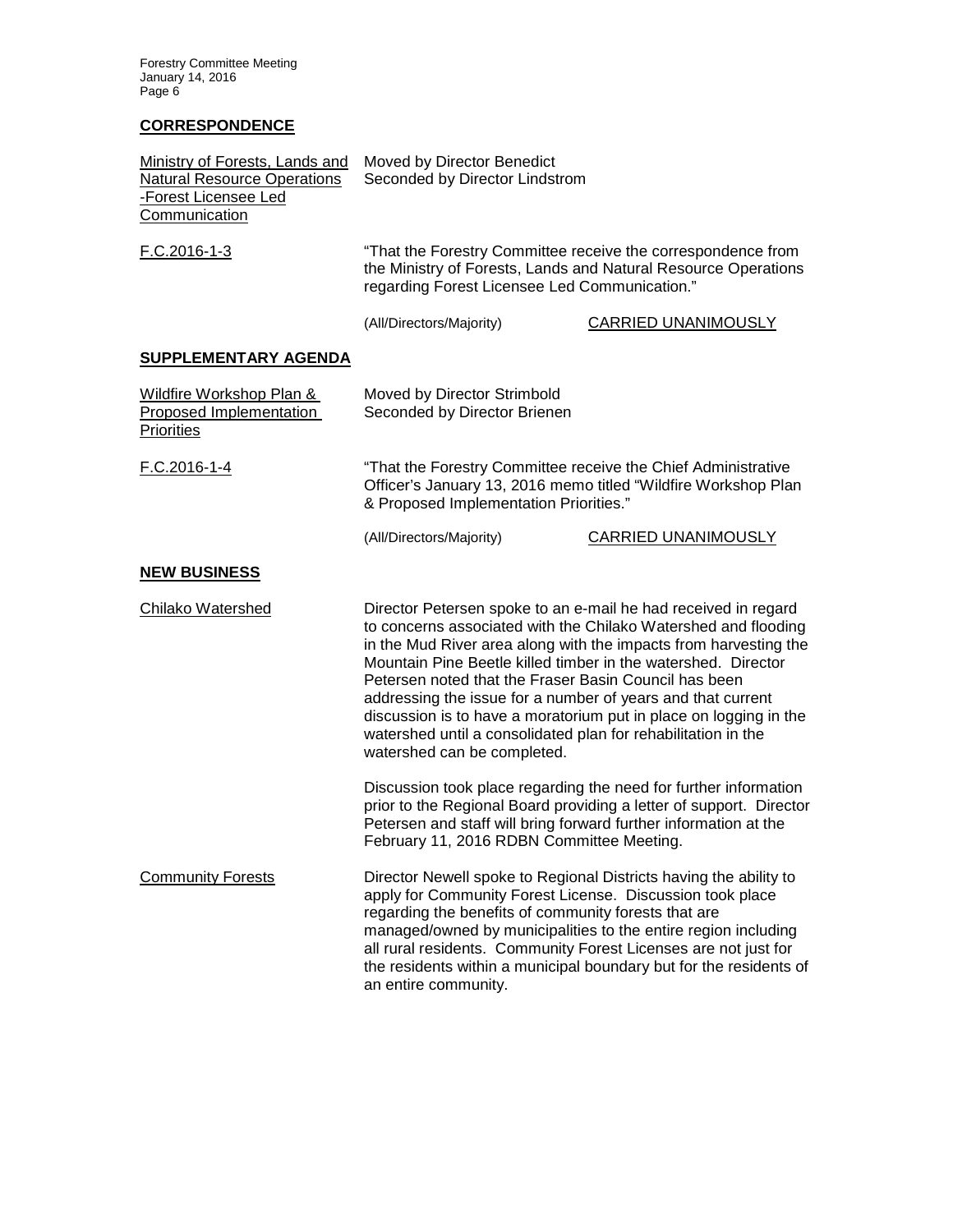## CORRESPONDENCE

**Ministry of Forests, Lands and Natural Resource Operations -Forest Licensee Led Communication**

Moved by Director Benedict
Seconded by Director Lindstrom

F.C.2016-1-3

"That the Forestry Committee receive the correspondence from the Ministry of Forests, Lands and Natural Resource Operations regarding Forest Licensee Led Communication."

(All/Directors/Majority) CARRIED UNANIMOUSLY

## SUPPLEMENTARY AGENDA

**Wildfire Workshop Plan & Proposed Implementation Priorities**

Moved by Director Strimbold
Seconded by Director Brienen

F.C.2016-1-4

"That the Forestry Committee receive the Chief Administrative Officer's January 13, 2016 memo titled "Wildfire Workshop Plan & Proposed Implementation Priorities."

(All/Directors/Majority) CARRIED UNANIMOUSLY

## NEW BUSINESS

**Chilako Watershed**

Director Petersen spoke to an e-mail he had received in regard to concerns associated with the Chilako Watershed and flooding in the Mud River area along with the impacts from harvesting the Mountain Pine Beetle killed timber in the watershed. Director Petersen noted that the Fraser Basin Council has been addressing the issue for a number of years and that current discussion is to have a moratorium put in place on logging in the watershed until a consolidated plan for rehabilitation in the watershed can be completed.

Discussion took place regarding the need for further information prior to the Regional Board providing a letter of support. Director Petersen and staff will bring forward further information at the February 11, 2016 RDBN Committee Meeting.

**Community Forests**

Director Newell spoke to Regional Districts having the ability to apply for Community Forest License. Discussion took place regarding the benefits of community forests that are managed/owned by municipalities to the entire region including all rural residents. Community Forest Licenses are not just for the residents within a municipal boundary but for the residents of an entire community.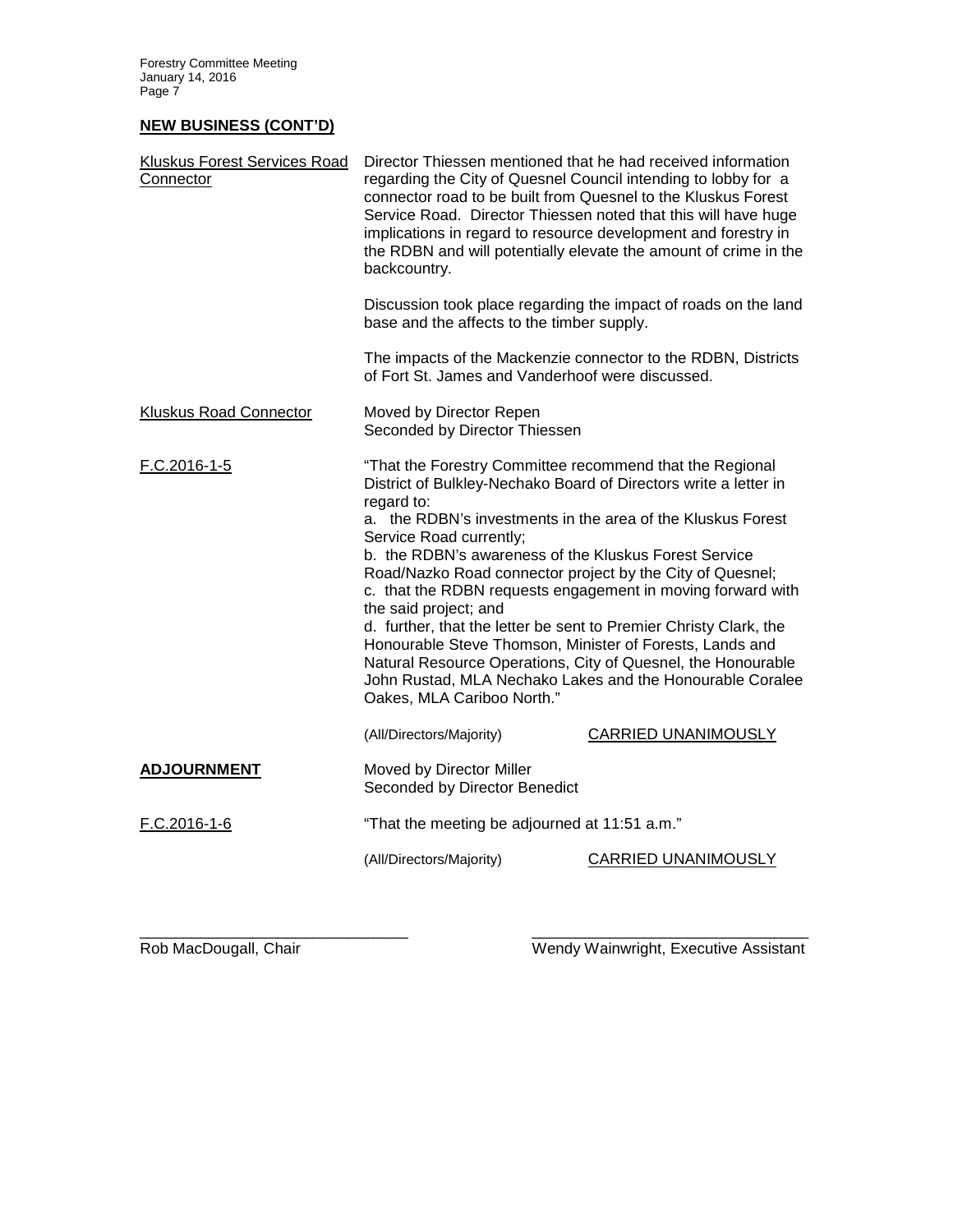**NEW BUSINESS (CONT'D)**

Kluskus Forest Services Road Connector

Director Thiessen mentioned that he had received information regarding the City of Quesnel Council intending to lobby for a connector road to be built from Quesnel to the Kluskus Forest Service Road. Director Thiessen noted that this will have huge implications in regard to resource development and forestry in the RDBN and will potentially elevate the amount of crime in the backcountry.

Discussion took place regarding the impact of roads on the land base and the affects to the timber supply.

The impacts of the Mackenzie connector to the RDBN, Districts of Fort St. James and Vanderhoof were discussed.

Kluskus Road Connector

Moved by Director Repen
Seconded by Director Thiessen

F.C.2016-1-5

"That the Forestry Committee recommend that the Regional District of Bulkley-Nechako Board of Directors write a letter in regard to:
a. the RDBN's investments in the area of the Kluskus Forest Service Road currently;
b. the RDBN's awareness of the Kluskus Forest Service Road/Nazko Road connector project by the City of Quesnel;
c. that the RDBN requests engagement in moving forward with the said project; and
d. further, that the letter be sent to Premier Christy Clark, the Honourable Steve Thomson, Minister of Forests, Lands and Natural Resource Operations, City of Quesnel, the Honourable John Rustad, MLA Nechako Lakes and the Honourable Coralee Oakes, MLA Cariboo North."

(All/Directors/Majority) CARRIED UNANIMOUSLY

**ADJOURNMENT**

Moved by Director Miller
Seconded by Director Benedict

F.C.2016-1-6

"That the meeting be adjourned at 11:51 a.m."

(All/Directors/Majority) CARRIED UNANIMOUSLY

______________________________
Rob MacDougall, Chair

______________________________
Wendy Wainwright, Executive Assistant